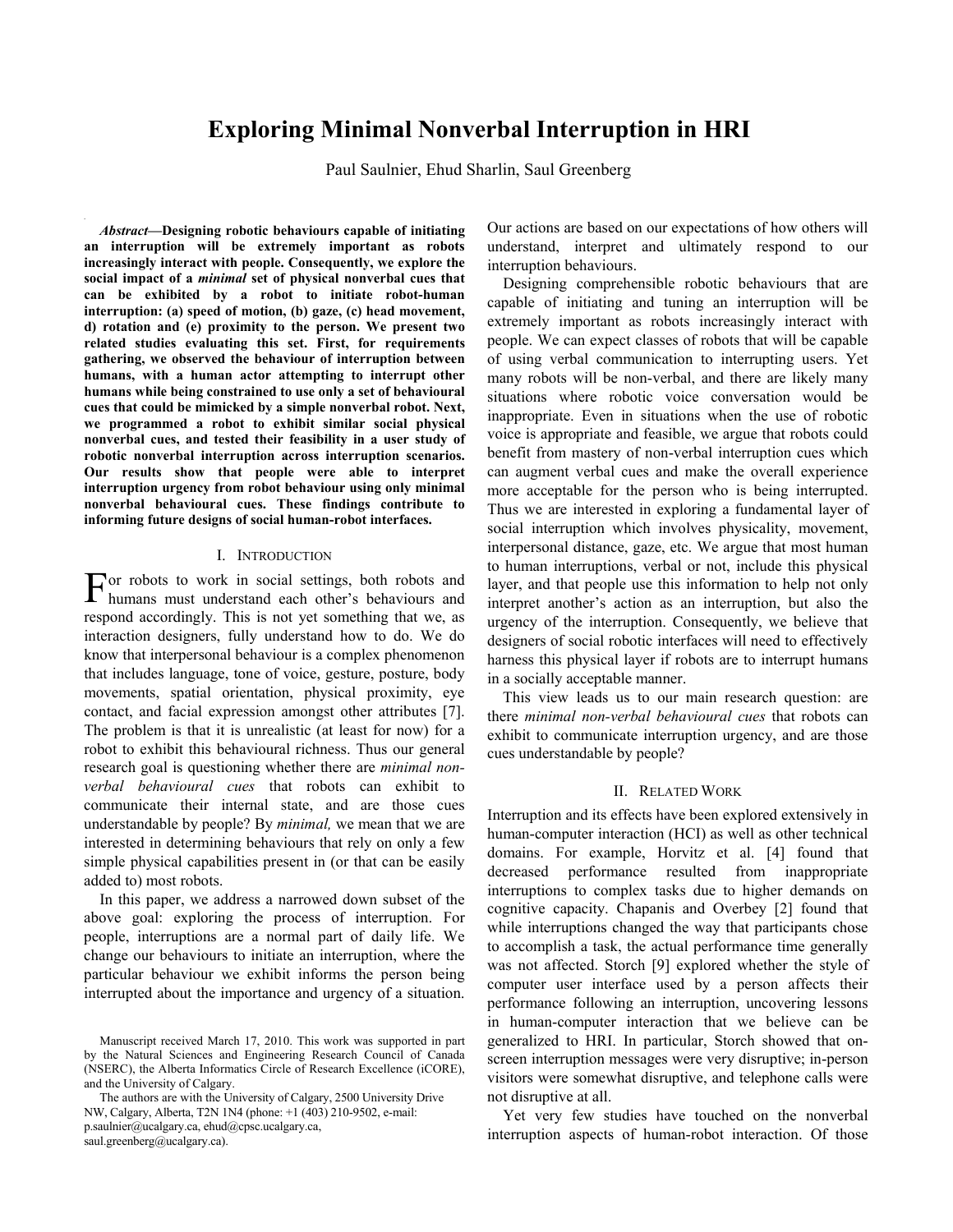# Exploring Minimal Nonverbal Interruption in HRI

Paul Saulnier, Ehud Sharlin, Saul Greenberg

***Abstract*—Designing robotic behaviours capable of initiating an interruption will be extremely important as robots increasingly interact with people. Consequently, we explore the social impact of a *minimal* set of physical nonverbal cues that can be exhibited by a robot to initiate robot-human interruption: (a) speed of motion, (b) gaze, (c) head movement, d) rotation and (e) proximity to the person. We present two related studies evaluating this set. First, for requirements gathering, we observed the behaviour of interruption between humans, with a human actor attempting to interrupt other humans while being constrained to use only a set of behavioural cues that could be mimicked by a simple nonverbal robot. Next, we programmed a robot to exhibit similar social physical nonverbal cues, and tested their feasibility in a user study of robotic nonverbal interruption across interruption scenarios. Our results show that people were able to interpret interruption urgency from robot behaviour using only minimal nonverbal behavioural cues. These findings contribute to informing future designs of social human-robot interfaces.**

## I. Introduction

For robots to work in social settings, both robots and humans must understand each other's behaviours and respond accordingly. This is not yet something that we, as interaction designers, fully understand how to do. We do know that interpersonal behaviour is a complex phenomenon that includes language, tone of voice, gesture, posture, body movements, spatial orientation, physical proximity, eye contact, and facial expression amongst other attributes [7]. The problem is that it is unrealistic (at least for now) for a robot to exhibit this behavioural richness. Thus our general research goal is questioning whether there are *minimal non-verbal behavioural cues* that robots can exhibit to communicate their internal state, and are those cues understandable by people? By *minimal,* we mean that we are interested in determining behaviours that rely on only a few simple physical capabilities present in (or that can be easily added to) most robots.

In this paper, we address a narrowed down subset of the above goal: exploring the process of interruption. For people, interruptions are a normal part of daily life. We change our behaviours to initiate an interruption, where the particular behaviour we exhibit informs the person being interrupted about the importance and urgency of a situation. Our actions are based on our expectations of how others will understand, interpret and ultimately respond to our interruption behaviours.

Designing comprehensible robotic behaviours that are capable of initiating and tuning an interruption will be extremely important as robots increasingly interact with people. We can expect classes of robots that will be capable of using verbal communication to interrupting users. Yet many robots will be non-verbal, and there are likely many situations where robotic voice conversation would be inappropriate. Even in situations when the use of robotic voice is appropriate and feasible, we argue that robots could benefit from mastery of non-verbal interruption cues which can augment verbal cues and make the overall experience more acceptable for the person who is being interrupted. Thus we are interested in exploring a fundamental layer of social interruption which involves physicality, movement, interpersonal distance, gaze, etc. We argue that most human to human interruptions, verbal or not, include this physical layer, and that people use this information to help not only interpret another's action as an interruption, but also the urgency of the interruption. Consequently, we believe that designers of social robotic interfaces will need to effectively harness this physical layer if robots are to interrupt humans in a socially acceptable manner.

This view leads us to our main research question: are there *minimal non-verbal behavioural cues* that robots can exhibit to communicate interruption urgency, and are those cues understandable by people?

## II. Related Work

Interruption and its effects have been explored extensively in human-computer interaction (HCI) as well as other technical domains. For example, Horvitz et al. [4] found that decreased performance resulted from inappropriate interruptions to complex tasks due to higher demands on cognitive capacity. Chapanis and Overbey [2] found that while interruptions changed the way that participants chose to accomplish a task, the actual performance time generally was not affected. Storch [9] explored whether the style of computer user interface used by a person affects their performance following an interruption, uncovering lessons in human-computer interaction that we believe can be generalized to HRI. In particular, Storch showed that on-screen interruption messages were very disruptive; in-person visitors were somewhat disruptive, and telephone calls were not disruptive at all.

Yet very few studies have touched on the nonverbal interruption aspects of human-robot interaction. Of those

Manuscript received March 17, 2010. This work was supported in part by the Natural Sciences and Engineering Research Council of Canada (NSERC), the Alberta Informatics Circle of Research Excellence (iCORE), and the University of Calgary.

The authors are with the University of Calgary, 2500 University Drive NW, Calgary, Alberta, T2N 1N4 (phone: +1 (403) 210-9502, e-mail: p.saulnier@ucalgary.ca, ehud@cpsc.ucalgary.ca, saul.greenberg@ucalgary.ca).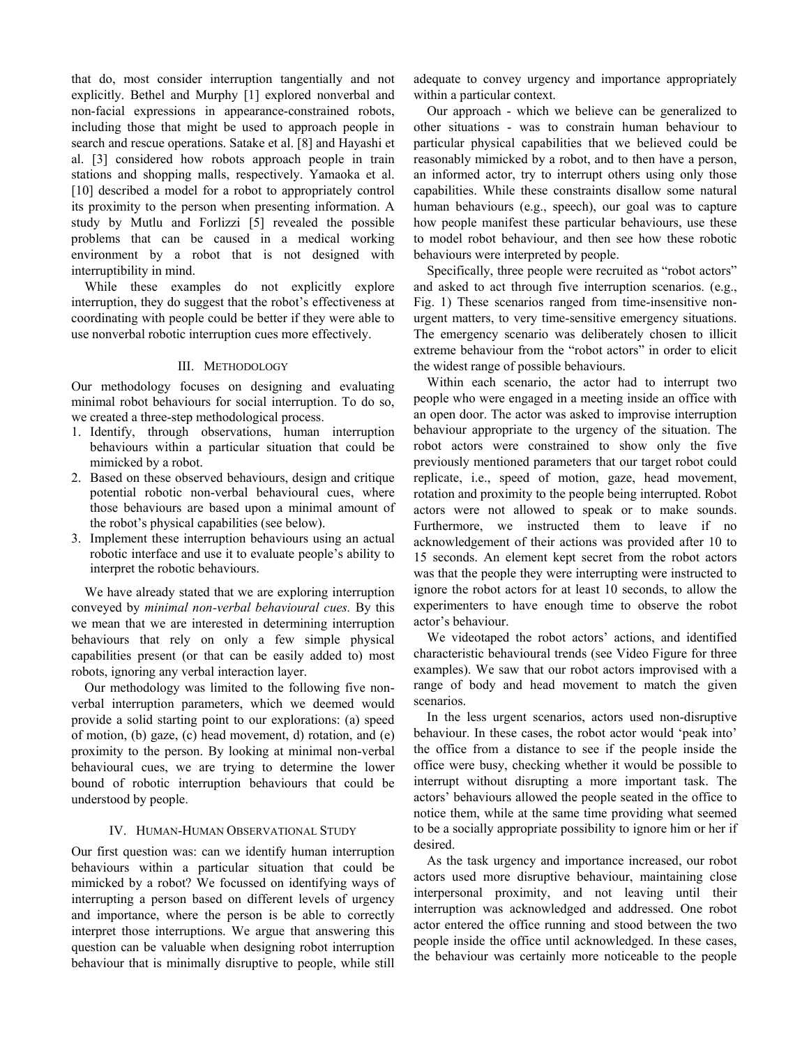that do, most consider interruption tangentially and not explicitly. Bethel and Murphy [1] explored nonverbal and non-facial expressions in appearance-constrained robots, including those that might be used to approach people in search and rescue operations. Satake et al. [8] and Hayashi et al. [3] considered how robots approach people in train stations and shopping malls, respectively. Yamaoka et al. [10] described a model for a robot to appropriately control its proximity to the person when presenting information. A study by Mutlu and Forlizzi [5] revealed the possible problems that can be caused in a medical working environment by a robot that is not designed with interruptibility in mind.

While these examples do not explicitly explore interruption, they do suggest that the robot's effectiveness at coordinating with people could be better if they were able to use nonverbal robotic interruption cues more effectively.

## III. Methodology

Our methodology focuses on designing and evaluating minimal robot behaviours for social interruption. To do so, we created a three-step methodological process.

1. Identify, through observations, human interruption behaviours within a particular situation that could be mimicked by a robot.
2. Based on these observed behaviours, design and critique potential robotic non-verbal behavioural cues, where those behaviours are based upon a minimal amount of the robot's physical capabilities (see below).
3. Implement these interruption behaviours using an actual robotic interface and use it to evaluate people's ability to interpret the robotic behaviours.

We have already stated that we are exploring interruption conveyed by *minimal non-verbal behavioural cues.* By this we mean that we are interested in determining interruption behaviours that rely on only a few simple physical capabilities present (or that can be easily added to) most robots, ignoring any verbal interaction layer.

Our methodology was limited to the following five non-verbal interruption parameters, which we deemed would provide a solid starting point to our explorations: (a) speed of motion, (b) gaze, (c) head movement, d) rotation, and (e) proximity to the person. By looking at minimal non-verbal behavioural cues, we are trying to determine the lower bound of robotic interruption behaviours that could be understood by people.

## IV. Human-Human Observational Study

Our first question was: can we identify human interruption behaviours within a particular situation that could be mimicked by a robot? We focussed on identifying ways of interrupting a person based on different levels of urgency and importance, where the person is be able to correctly interpret those interruptions. We argue that answering this question can be valuable when designing robot interruption behaviour that is minimally disruptive to people, while still adequate to convey urgency and importance appropriately within a particular context.

Our approach - which we believe can be generalized to other situations - was to constrain human behaviour to particular physical capabilities that we believed could be reasonably mimicked by a robot, and to then have a person, an informed actor, try to interrupt others using only those capabilities. While these constraints disallow some natural human behaviours (e.g., speech), our goal was to capture how people manifest these particular behaviours, use these to model robot behaviour, and then see how these robotic behaviours were interpreted by people.

Specifically, three people were recruited as "robot actors" and asked to act through five interruption scenarios. (e.g., Fig. 1) These scenarios ranged from time-insensitive non-urgent matters, to very time-sensitive emergency situations. The emergency scenario was deliberately chosen to illicit extreme behaviour from the "robot actors" in order to elicit the widest range of possible behaviours.

Within each scenario, the actor had to interrupt two people who were engaged in a meeting inside an office with an open door. The actor was asked to improvise interruption behaviour appropriate to the urgency of the situation. The robot actors were constrained to show only the five previously mentioned parameters that our target robot could replicate, i.e., speed of motion, gaze, head movement, rotation and proximity to the people being interrupted. Robot actors were not allowed to speak or to make sounds. Furthermore, we instructed them to leave if no acknowledgement of their actions was provided after 10 to 15 seconds. An element kept secret from the robot actors was that the people they were interrupting were instructed to ignore the robot actors for at least 10 seconds, to allow the experimenters to have enough time to observe the robot actor's behaviour.

We videotaped the robot actors' actions, and identified characteristic behavioural trends (see Video Figure for three examples). We saw that our robot actors improvised with a range of body and head movement to match the given scenarios.

In the less urgent scenarios, actors used non-disruptive behaviour. In these cases, the robot actor would 'peak into' the office from a distance to see if the people inside the office were busy, checking whether it would be possible to interrupt without disrupting a more important task. The actors' behaviours allowed the people seated in the office to notice them, while at the same time providing what seemed to be a socially appropriate possibility to ignore him or her if desired.

As the task urgency and importance increased, our robot actors used more disruptive behaviour, maintaining close interpersonal proximity, and not leaving until their interruption was acknowledged and addressed. One robot actor entered the office running and stood between the two people inside the office until acknowledged. In these cases, the behaviour was certainly more noticeable to the people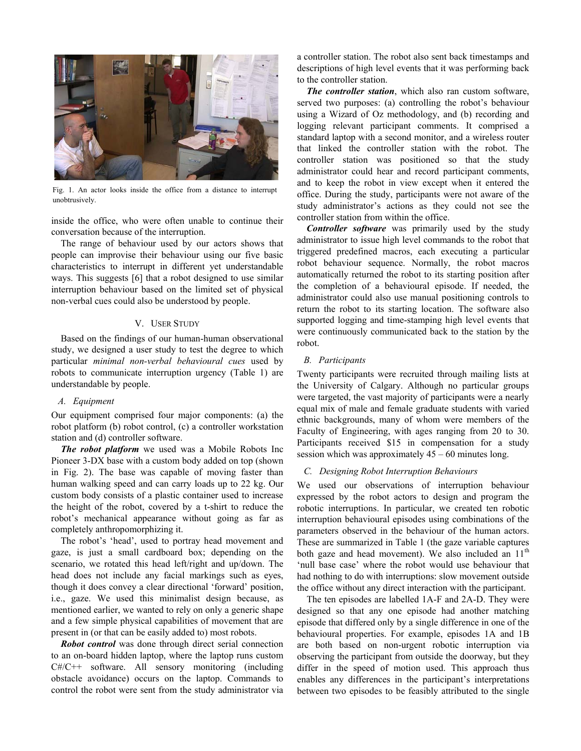Fig. 1. An actor looks inside the office from a distance to interrupt unobtrusively.

inside the office, who were often unable to continue their conversation because of the interruption.

The range of behaviour used by our actors shows that people can improvise their behaviour using our five basic characteristics to interrupt in different yet understandable ways. This suggests [6] that a robot designed to use similar interruption behaviour based on the limited set of physical non-verbal cues could also be understood by people.

## V. User Study

Based on the findings of our human-human observational study, we designed a user study to test the degree to which particular *minimal non-verbal behavioural cues* used by robots to communicate interruption urgency (Table 1) are understandable by people.

### A. Equipment

Our equipment comprised four major components: (a) the robot platform (b) robot control, (c) a controller workstation station and (d) controller software.

***The robot platform*** we used was a Mobile Robots Inc Pioneer 3-DX base with a custom body added on top (shown in Fig. 2). The base was capable of moving faster than human walking speed and can carry loads up to 22 kg. Our custom body consists of a plastic container used to increase the height of the robot, covered by a t-shirt to reduce the robot's mechanical appearance without going as far as completely anthropomorphizing it.

The robot's 'head', used to portray head movement and gaze, is just a small cardboard box; depending on the scenario, we rotated this head left/right and up/down. The head does not include any facial markings such as eyes, though it does convey a clear directional 'forward' position, i.e., gaze. We used this minimalist design because, as mentioned earlier, we wanted to rely on only a generic shape and a few simple physical capabilities of movement that are present in (or that can be easily added to) most robots.

***Robot control*** was done through direct serial connection to an on-board hidden laptop, where the laptop runs custom C#/C++ software. All sensory monitoring (including obstacle avoidance) occurs on the laptop. Commands to control the robot were sent from the study administrator via a controller station. The robot also sent back timestamps and descriptions of high level events that it was performing back to the controller station.

***The controller station***, which also ran custom software, served two purposes: (a) controlling the robot's behaviour using a Wizard of Oz methodology, and (b) recording and logging relevant participant comments. It comprised a standard laptop with a second monitor, and a wireless router that linked the controller station with the robot. The controller station was positioned so that the study administrator could hear and record participant comments, and to keep the robot in view except when it entered the office. During the study, participants were not aware of the study administrator's actions as they could not see the controller station from within the office.

***Controller software*** was primarily used by the study administrator to issue high level commands to the robot that triggered predefined macros, each executing a particular robot behaviour sequence. Normally, the robot macros automatically returned the robot to its starting position after the completion of a behavioural episode. If needed, the administrator could also use manual positioning controls to return the robot to its starting location. The software also supported logging and time-stamping high level events that were continuously communicated back to the station by the robot.

### B. Participants

Twenty participants were recruited through mailing lists at the University of Calgary. Although no particular groups were targeted, the vast majority of participants were a nearly equal mix of male and female graduate students with varied ethnic backgrounds, many of whom were members of the Faculty of Engineering, with ages ranging from 20 to 30. Participants received $15 in compensation for a study session which was approximately 45 – 60 minutes long.

### C. Designing Robot Interruption Behaviours

We used our observations of interruption behaviour expressed by the robot actors to design and program the robotic interruptions. In particular, we created ten robotic interruption behavioural episodes using combinations of the parameters observed in the behaviour of the human actors. These are summarized in Table 1 (the gaze variable captures both gaze and head movement). We also included an 11th 'null base case' where the robot would use behaviour that had nothing to do with interruptions: slow movement outside the office without any direct interaction with the participant.

The ten episodes are labelled 1A-F and 2A-D. They were designed so that any one episode had another matching episode that differed only by a single difference in one of the behavioural properties. For example, episodes 1A and 1B are both based on non-urgent robotic interruption via observing the participant from outside the doorway, but they differ in the speed of motion used. This approach thus enables any differences in the participant's interpretations between two episodes to be feasibly attributed to the single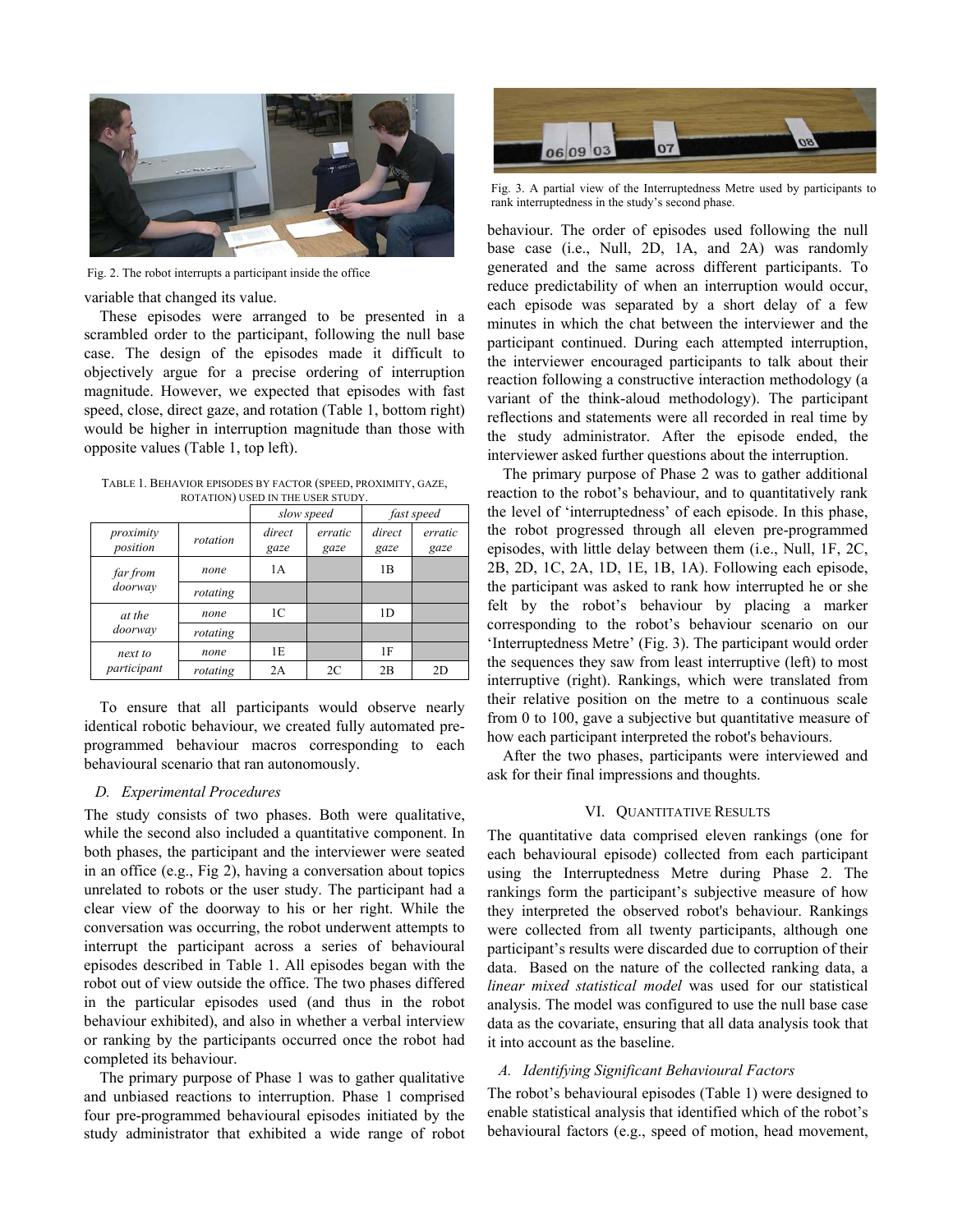Fig. 2. The robot interrupts a participant inside the office

variable that changed its value.

These episodes were arranged to be presented in a scrambled order to the participant, following the null base case. The design of the episodes made it difficult to objectively argue for a precise ordering of interruption magnitude. However, we expected that episodes with fast speed, close, direct gaze, and rotation (Table 1, bottom right) would be higher in interruption magnitude than those with opposite values (Table 1, top left).

TABLE 1. BEHAVIOR EPISODES BY FACTOR (SPEED, PROXIMITY, GAZE, ROTATION) USED IN THE USER STUDY.

| | | *slow speed* | | *fast speed* | |
|---|---|---|---|---|---|
| *proximity position* | *rotation* | *direct gaze* | *erratic gaze* | *direct gaze* | *erratic gaze* |
| *far from doorway* | *none* | 1A | | 1B | |
| | *rotating* | | | | |
| *at the doorway* | *none* | 1C | | 1D | |
| | *rotating* | | | | |
| *next to participant* | *none* | 1E | | 1F | |
| | *rotating* | 2A | 2C | 2B | 2D |

To ensure that all participants would observe nearly identical robotic behaviour, we created fully automated pre-programmed behaviour macros corresponding to each behavioural scenario that ran autonomously.

### *D. Experimental Procedures*

The study consists of two phases. Both were qualitative, while the second also included a quantitative component. In both phases, the participant and the interviewer were seated in an office (e.g., Fig 2), having a conversation about topics unrelated to robots or the user study. The participant had a clear view of the doorway to his or her right. While the conversation was occurring, the robot underwent attempts to interrupt the participant across a series of behavioural episodes described in Table 1. All episodes began with the robot out of view outside the office. The two phases differed in the particular episodes used (and thus in the robot behaviour exhibited), and also in whether a verbal interview or ranking by the participants occurred once the robot had completed its behaviour.

The primary purpose of Phase 1 was to gather qualitative and unbiased reactions to interruption. Phase 1 comprised four pre-programmed behavioural episodes initiated by the study administrator that exhibited a wide range of robot behaviour. The order of episodes used following the null base case (i.e., Null, 2D, 1A, and 2A) was randomly generated and the same across different participants. To reduce predictability of when an interruption would occur, each episode was separated by a short delay of a few minutes in which the chat between the interviewer and the participant continued. During each attempted interruption, the interviewer encouraged participants to talk about their reaction following a constructive interaction methodology (a variant of the think-aloud methodology). The participant reflections and statements were all recorded in real time by the study administrator. After the episode ended, the interviewer asked further questions about the interruption.

Fig. 3. A partial view of the Interruptedness Metre used by participants to rank interruptedness in the study's second phase.

The primary purpose of Phase 2 was to gather additional reaction to the robot's behaviour, and to quantitatively rank the level of 'interruptedness' of each episode. In this phase, the robot progressed through all eleven pre-programmed episodes, with little delay between them (i.e., Null, 1F, 2C, 2B, 2D, 1C, 2A, 1D, 1E, 1B, 1A). Following each episode, the participant was asked to rank how interrupted he or she felt by the robot's behaviour by placing a marker corresponding to the robot's behaviour scenario on our 'Interruptedness Metre' (Fig. 3). The participant would order the sequences they saw from least interruptive (left) to most interruptive (right). Rankings, which were translated from their relative position on the metre to a continuous scale from 0 to 100, gave a subjective but quantitative measure of how each participant interpreted the robot's behaviours.

After the two phases, participants were interviewed and ask for their final impressions and thoughts.

## VI. QUANTITATIVE RESULTS

The quantitative data comprised eleven rankings (one for each behavioural episode) collected from each participant using the Interruptedness Metre during Phase 2. The rankings form the participant's subjective measure of how they interpreted the observed robot's behaviour. Rankings were collected from all twenty participants, although one participant's results were discarded due to corruption of their data. Based on the nature of the collected ranking data, a *linear mixed statistical model* was used for our statistical analysis. The model was configured to use the null base case data as the covariate, ensuring that all data analysis took that it into account as the baseline.

### *A. Identifying Significant Behavioural Factors*

The robot's behavioural episodes (Table 1) were designed to enable statistical analysis that identified which of the robot's behavioural factors (e.g., speed of motion, head movement,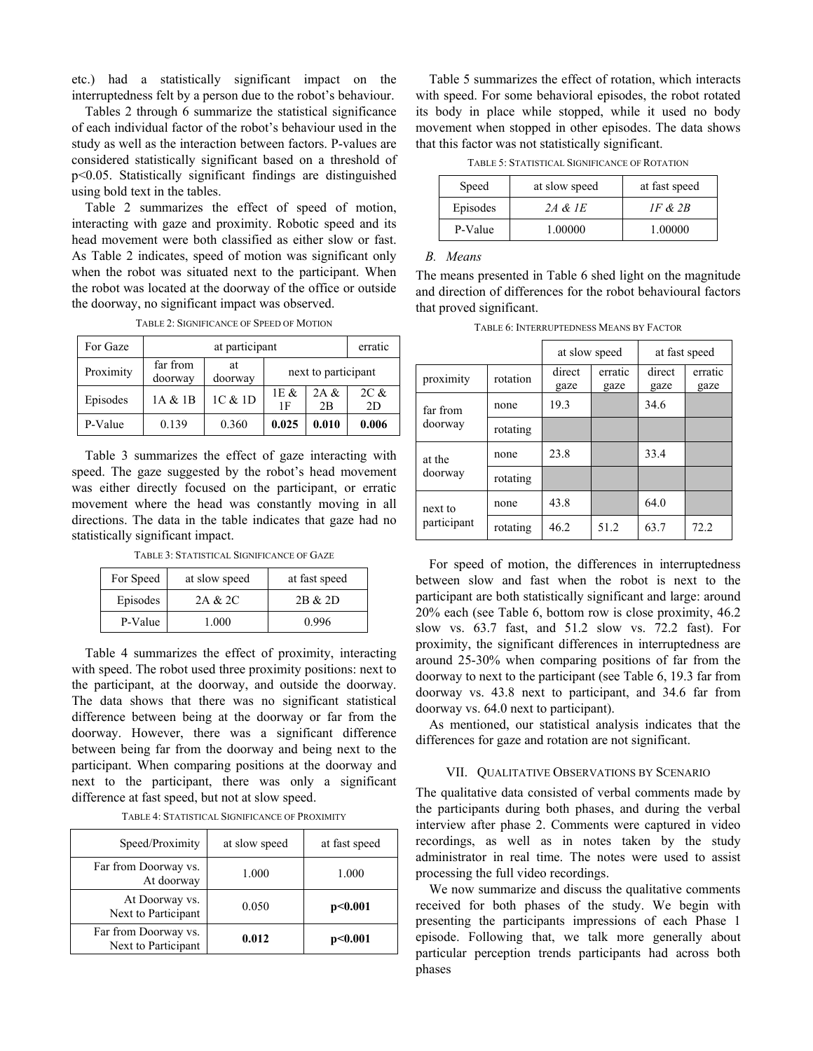etc.) had a statistically significant impact on the interruptedness felt by a person due to the robot's behaviour.

Tables 2 through 6 summarize the statistical significance of each individual factor of the robot's behaviour used in the study as well as the interaction between factors. P-values are considered statistically significant based on a threshold of $p<0.05$. Statistically significant findings are distinguished using bold text in the tables.

Table 2 summarizes the effect of speed of motion, interacting with gaze and proximity. Robotic speed and its head movement were both classified as either slow or fast. As Table 2 indicates, speed of motion was significant only when the robot was situated next to the participant. When the robot was located at the doorway of the office or outside the doorway, no significant impact was observed.

TABLE 2: SIGNIFICANCE OF SPEED OF MOTION

| For Gaze | at participant | | | | erratic |
|---|---|---|---|---|---|
| Proximity | far from doorway | at doorway | next to participant | | |
| Episodes | 1A & 1B | 1C & 1D | 1E & 1F | 2A & 2B | 2C & 2D |
| P-Value | 0.139 | 0.360 | **0.025** | **0.010** | **0.006** |

Table 3 summarizes the effect of gaze interacting with speed. The gaze suggested by the robot's head movement was either directly focused on the participant, or erratic movement where the head was constantly moving in all directions. The data in the table indicates that gaze had no statistically significant impact.

TABLE 3: STATISTICAL SIGNIFICANCE OF GAZE

| For Speed | at slow speed | at fast speed |
|---|---|---|
| Episodes | 2A & 2C | 2B & 2D |
| P-Value | 1.000 | 0.996 |

Table 4 summarizes the effect of proximity, interacting with speed. The robot used three proximity positions: next to the participant, at the doorway, and outside the doorway. The data shows that there was no significant statistical difference between being at the doorway or far from the doorway. However, there was a significant difference between being far from the doorway and being next to the participant. When comparing positions at the doorway and next to the participant, there was only a significant difference at fast speed, but not at slow speed.

TABLE 4: STATISTICAL SIGNIFICANCE OF PROXIMITY

| Speed/Proximity | at slow speed | at fast speed |
|---|---|---|
| Far from Doorway vs. At doorway | 1.000 | 1.000 |
| At Doorway vs. Next to Participant | 0.050 | **p<0.001** |
| Far from Doorway vs. Next to Participant | **0.012** | **p<0.001** |

Table 5 summarizes the effect of rotation, which interacts with speed. For some behavioral episodes, the robot rotated its body in place while stopped, while it used no body movement when stopped in other episodes. The data shows that this factor was not statistically significant.

TABLE 5: STATISTICAL SIGNIFICANCE OF ROTATION

| Speed | at slow speed | at fast speed |
|---|---|---|
| Episodes | *2A & 1E* | *1F & 2B* |
| P-Value | 1.00000 | 1.00000 |

*B. Means*

The means presented in Table 6 shed light on the magnitude and direction of differences for the robot behavioural factors that proved significant.

TABLE 6: INTERRUPTEDNESS MEANS BY FACTOR

| | | at slow speed | | at fast speed | |
|---|---|---|---|---|---|
| proximity | rotation | direct gaze | erratic gaze | direct gaze | erratic gaze |
| far from doorway | none | 19.3 | | 34.6 | |
| | rotating | | | | |
| at the doorway | none | 23.8 | | 33.4 | |
| | rotating | | | | |
| next to participant | none | 43.8 | | 64.0 | |
| | rotating | 46.2 | 51.2 | 63.7 | 72.2 |

For speed of motion, the differences in interruptedness between slow and fast when the robot is next to the participant are both statistically significant and large: around 20% each (see Table 6, bottom row is close proximity, 46.2 slow vs. 63.7 fast, and 51.2 slow vs. 72.2 fast). For proximity, the significant differences in interruptedness are around 25-30% when comparing positions of far from the doorway to next to the participant (see Table 6, 19.3 far from doorway vs. 43.8 next to participant, and 34.6 far from doorway vs. 64.0 next to participant).

As mentioned, our statistical analysis indicates that the differences for gaze and rotation are not significant.

## VII. QUALITATIVE OBSERVATIONS BY SCENARIO

The qualitative data consisted of verbal comments made by the participants during both phases, and during the verbal interview after phase 2. Comments were captured in video recordings, as well as in notes taken by the study administrator in real time. The notes were used to assist processing the full video recordings.

We now summarize and discuss the qualitative comments received for both phases of the study. We begin with presenting the participants impressions of each Phase 1 episode. Following that, we talk more generally about particular perception trends participants had across both phases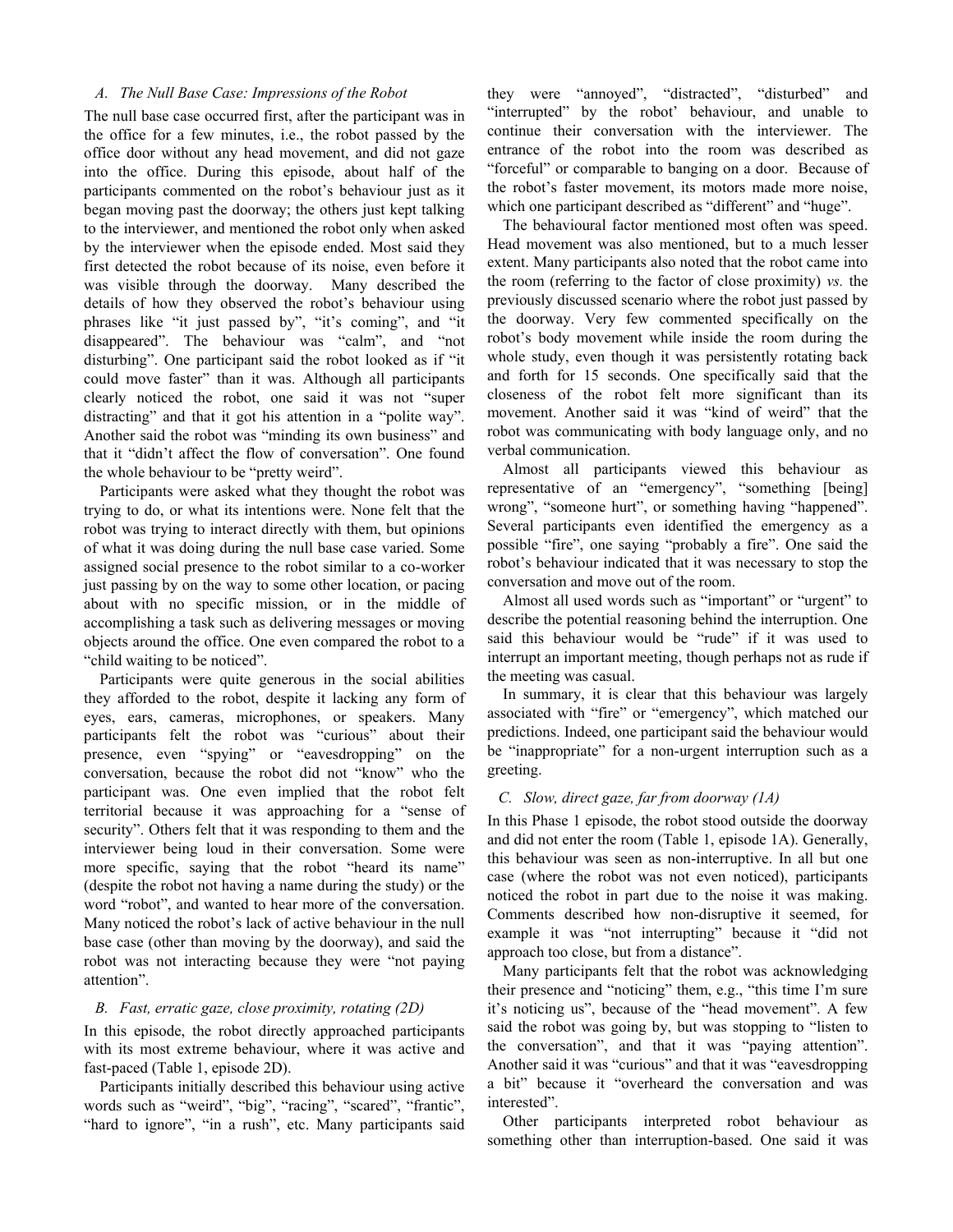### A. The Null Base Case: Impressions of the Robot

The null base case occurred first, after the participant was in the office for a few minutes, i.e., the robot passed by the office door without any head movement, and did not gaze into the office. During this episode, about half of the participants commented on the robot's behaviour just as it began moving past the doorway; the others just kept talking to the interviewer, and mentioned the robot only when asked by the interviewer when the episode ended. Most said they first detected the robot because of its noise, even before it was visible through the doorway. Many described the details of how they observed the robot's behaviour using phrases like "it just passed by", "it's coming", and "it disappeared". The behaviour was "calm", and "not disturbing". One participant said the robot looked as if "it could move faster" than it was. Although all participants clearly noticed the robot, one said it was not "super distracting" and that it got his attention in a "polite way". Another said the robot was "minding its own business" and that it "didn't affect the flow of conversation". One found the whole behaviour to be "pretty weird".

Participants were asked what they thought the robot was trying to do, or what its intentions were. None felt that the robot was trying to interact directly with them, but opinions of what it was doing during the null base case varied. Some assigned social presence to the robot similar to a co-worker just passing by on the way to some other location, or pacing about with no specific mission, or in the middle of accomplishing a task such as delivering messages or moving objects around the office. One even compared the robot to a "child waiting to be noticed".

Participants were quite generous in the social abilities they afforded to the robot, despite it lacking any form of eyes, ears, cameras, microphones, or speakers. Many participants felt the robot was "curious" about their presence, even "spying" or "eavesdropping" on the conversation, because the robot did not "know" who the participant was. One even implied that the robot felt territorial because it was approaching for a "sense of security". Others felt that it was responding to them and the interviewer being loud in their conversation. Some were more specific, saying that the robot "heard its name" (despite the robot not having a name during the study) or the word "robot", and wanted to hear more of the conversation. Many noticed the robot's lack of active behaviour in the null base case (other than moving by the doorway), and said the robot was not interacting because they were "not paying attention".

### B. Fast, erratic gaze, close proximity, rotating (2D)

In this episode, the robot directly approached participants with its most extreme behaviour, where it was active and fast-paced (Table 1, episode 2D).

Participants initially described this behaviour using active words such as "weird", "big", "racing", "scared", "frantic", "hard to ignore", "in a rush", etc. Many participants said they were "annoyed", "distracted", "disturbed" and "interrupted" by the robot' behaviour, and unable to continue their conversation with the interviewer. The entrance of the robot into the room was described as "forceful" or comparable to banging on a door. Because of the robot's faster movement, its motors made more noise, which one participant described as "different" and "huge".

The behavioural factor mentioned most often was speed. Head movement was also mentioned, but to a much lesser extent. Many participants also noted that the robot came into the room (referring to the factor of close proximity) *vs.* the previously discussed scenario where the robot just passed by the doorway. Very few commented specifically on the robot's body movement while inside the room during the whole study, even though it was persistently rotating back and forth for 15 seconds. One specifically said that the closeness of the robot felt more significant than its movement. Another said it was "kind of weird" that the robot was communicating with body language only, and no verbal communication.

Almost all participants viewed this behaviour as representative of an "emergency", "something [being] wrong", "someone hurt", or something having "happened". Several participants even identified the emergency as a possible "fire", one saying "probably a fire". One said the robot's behaviour indicated that it was necessary to stop the conversation and move out of the room.

Almost all used words such as "important" or "urgent" to describe the potential reasoning behind the interruption. One said this behaviour would be "rude" if it was used to interrupt an important meeting, though perhaps not as rude if the meeting was casual.

In summary, it is clear that this behaviour was largely associated with "fire" or "emergency", which matched our predictions. Indeed, one participant said the behaviour would be "inappropriate" for a non-urgent interruption such as a greeting.

### C. Slow, direct gaze, far from doorway (1A)

In this Phase 1 episode, the robot stood outside the doorway and did not enter the room (Table 1, episode 1A). Generally, this behaviour was seen as non-interruptive. In all but one case (where the robot was not even noticed), participants noticed the robot in part due to the noise it was making. Comments described how non-disruptive it seemed, for example it was "not interrupting" because it "did not approach too close, but from a distance".

Many participants felt that the robot was acknowledging their presence and "noticing" them, e.g., "this time I'm sure it's noticing us", because of the "head movement". A few said the robot was going by, but was stopping to "listen to the conversation", and that it was "paying attention". Another said it was "curious" and that it was "eavesdropping a bit" because it "overheard the conversation and was interested".

Other participants interpreted robot behaviour as something other than interruption-based. One said it was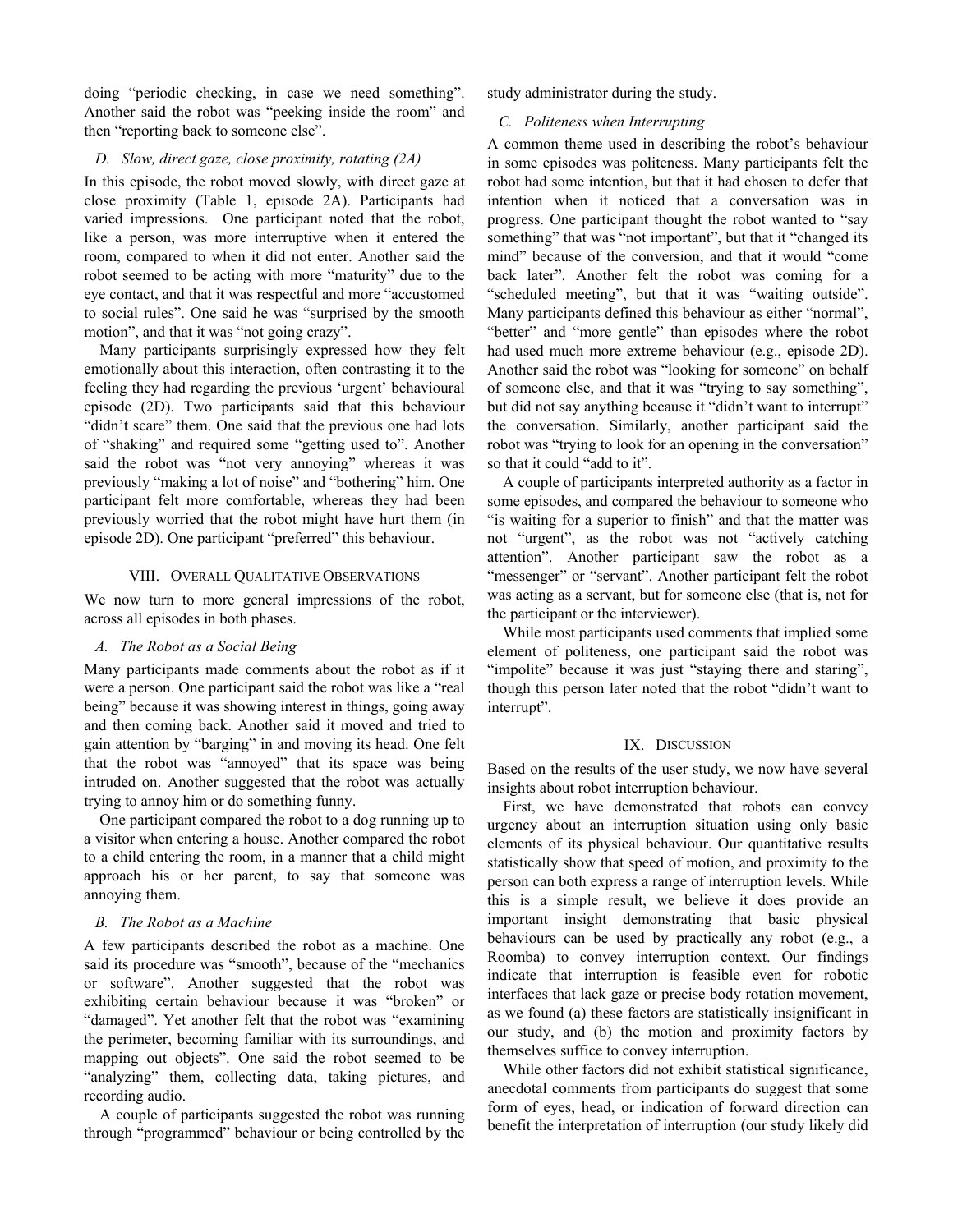doing "periodic checking, in case we need something". Another said the robot was "peeking inside the room" and then "reporting back to someone else".

### D. Slow, direct gaze, close proximity, rotating (2A)

In this episode, the robot moved slowly, with direct gaze at close proximity (Table 1, episode 2A). Participants had varied impressions. One participant noted that the robot, like a person, was more interruptive when it entered the room, compared to when it did not enter. Another said the robot seemed to be acting with more "maturity" due to the eye contact, and that it was respectful and more "accustomed to social rules". One said he was "surprised by the smooth motion", and that it was "not going crazy".

Many participants surprisingly expressed how they felt emotionally about this interaction, often contrasting it to the feeling they had regarding the previous 'urgent' behavioural episode (2D). Two participants said that this behaviour "didn't scare" them. One said that the previous one had lots of "shaking" and required some "getting used to". Another said the robot was "not very annoying" whereas it was previously "making a lot of noise" and "bothering" him. One participant felt more comfortable, whereas they had been previously worried that the robot might have hurt them (in episode 2D). One participant "preferred" this behaviour.

## VIII. Overall Qualitative Observations

We now turn to more general impressions of the robot, across all episodes in both phases.

### A. The Robot as a Social Being

Many participants made comments about the robot as if it were a person. One participant said the robot was like a "real being" because it was showing interest in things, going away and then coming back. Another said it moved and tried to gain attention by "barging" in and moving its head. One felt that the robot was "annoyed" that its space was being intruded on. Another suggested that the robot was actually trying to annoy him or do something funny.

One participant compared the robot to a dog running up to a visitor when entering a house. Another compared the robot to a child entering the room, in a manner that a child might approach his or her parent, to say that someone was annoying them.

### B. The Robot as a Machine

A few participants described the robot as a machine. One said its procedure was "smooth", because of the "mechanics or software". Another suggested that the robot was exhibiting certain behaviour because it was "broken" or "damaged". Yet another felt that the robot was "examining the perimeter, becoming familiar with its surroundings, and mapping out objects". One said the robot seemed to be "analyzing" them, collecting data, taking pictures, and recording audio.

A couple of participants suggested the robot was running through "programmed" behaviour or being controlled by the study administrator during the study.

### C. Politeness when Interrupting

A common theme used in describing the robot's behaviour in some episodes was politeness. Many participants felt the robot had some intention, but that it had chosen to defer that intention when it noticed that a conversation was in progress. One participant thought the robot wanted to "say something" that was "not important", but that it "changed its mind" because of the conversion, and that it would "come back later". Another felt the robot was coming for a "scheduled meeting", but that it was "waiting outside". Many participants defined this behaviour as either "normal", "better" and "more gentle" than episodes where the robot had used much more extreme behaviour (e.g., episode 2D). Another said the robot was "looking for someone" on behalf of someone else, and that it was "trying to say something", but did not say anything because it "didn't want to interrupt" the conversation. Similarly, another participant said the robot was "trying to look for an opening in the conversation" so that it could "add to it".

A couple of participants interpreted authority as a factor in some episodes, and compared the behaviour to someone who "is waiting for a superior to finish" and that the matter was not "urgent", as the robot was not "actively catching attention". Another participant saw the robot as a "messenger" or "servant". Another participant felt the robot was acting as a servant, but for someone else (that is, not for the participant or the interviewer).

While most participants used comments that implied some element of politeness, one participant said the robot was "impolite" because it was just "staying there and staring", though this person later noted that the robot "didn't want to interrupt".

## IX. Discussion

Based on the results of the user study, we now have several insights about robot interruption behaviour.

First, we have demonstrated that robots can convey urgency about an interruption situation using only basic elements of its physical behaviour. Our quantitative results statistically show that speed of motion, and proximity to the person can both express a range of interruption levels. While this is a simple result, we believe it does provide an important insight demonstrating that basic physical behaviours can be used by practically any robot (e.g., a Roomba) to convey interruption context. Our findings indicate that interruption is feasible even for robotic interfaces that lack gaze or precise body rotation movement, as we found (a) these factors are statistically insignificant in our study, and (b) the motion and proximity factors by themselves suffice to convey interruption.

While other factors did not exhibit statistical significance, anecdotal comments from participants do suggest that some form of eyes, head, or indication of forward direction can benefit the interpretation of interruption (our study likely did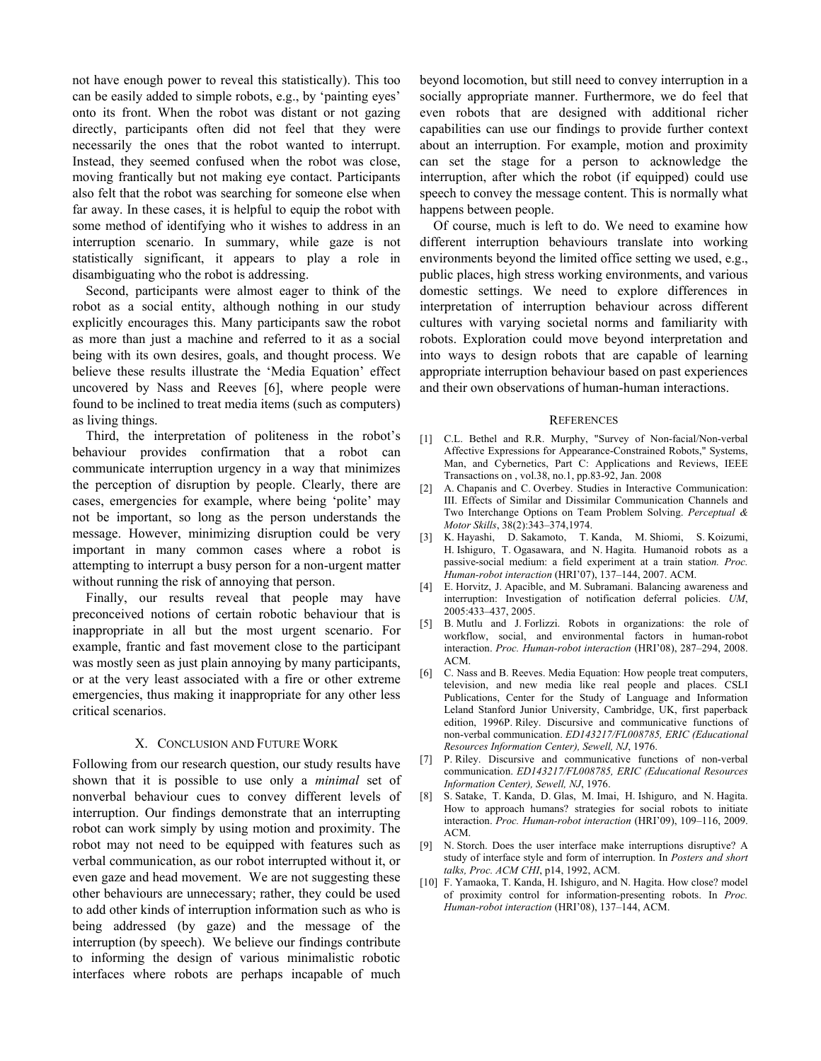not have enough power to reveal this statistically). This too can be easily added to simple robots, e.g., by 'painting eyes' onto its front. When the robot was distant or not gazing directly, participants often did not feel that they were necessarily the ones that the robot wanted to interrupt. Instead, they seemed confused when the robot was close, moving frantically but not making eye contact. Participants also felt that the robot was searching for someone else when far away. In these cases, it is helpful to equip the robot with some method of identifying who it wishes to address in an interruption scenario. In summary, while gaze is not statistically significant, it appears to play a role in disambiguating who the robot is addressing.

Second, participants were almost eager to think of the robot as a social entity, although nothing in our study explicitly encourages this. Many participants saw the robot as more than just a machine and referred to it as a social being with its own desires, goals, and thought process. We believe these results illustrate the 'Media Equation' effect uncovered by Nass and Reeves [6], where people were found to be inclined to treat media items (such as computers) as living things.

Third, the interpretation of politeness in the robot's behaviour provides confirmation that a robot can communicate interruption urgency in a way that minimizes the perception of disruption by people. Clearly, there are cases, emergencies for example, where being 'polite' may not be important, so long as the person understands the message. However, minimizing disruption could be very important in many common cases where a robot is attempting to interrupt a busy person for a non-urgent matter without running the risk of annoying that person.

Finally, our results reveal that people may have preconceived notions of certain robotic behaviour that is inappropriate in all but the most urgent scenario. For example, frantic and fast movement close to the participant was mostly seen as just plain annoying by many participants, or at the very least associated with a fire or other extreme emergencies, thus making it inappropriate for any other less critical scenarios.

## X. Conclusion and Future Work

Following from our research question, our study results have shown that it is possible to use only a *minimal* set of nonverbal behaviour cues to convey different levels of interruption. Our findings demonstrate that an interrupting robot can work simply by using motion and proximity. The robot may not need to be equipped with features such as verbal communication, as our robot interrupted without it, or even gaze and head movement. We are not suggesting these other behaviours are unnecessary; rather, they could be used to add other kinds of interruption information such as who is being addressed (by gaze) and the message of the interruption (by speech). We believe our findings contribute to informing the design of various minimalistic robotic interfaces where robots are perhaps incapable of much beyond locomotion, but still need to convey interruption in a socially appropriate manner. Furthermore, we do feel that even robots that are designed with additional richer capabilities can use our findings to provide further context about an interruption. For example, motion and proximity can set the stage for a person to acknowledge the interruption, after which the robot (if equipped) could use speech to convey the message content. This is normally what happens between people.

Of course, much is left to do. We need to examine how different interruption behaviours translate into working environments beyond the limited office setting we used, e.g., public places, high stress working environments, and various domestic settings. We need to explore differences in interpretation of interruption behaviour across different cultures with varying societal norms and familiarity with robots. Exploration could move beyond interpretation and into ways to design robots that are capable of learning appropriate interruption behaviour based on past experiences and their own observations of human-human interactions.

## References

[1] C.L. Bethel and R.R. Murphy, "Survey of Non-facial/Non-verbal Affective Expressions for Appearance-Constrained Robots," Systems, Man, and Cybernetics, Part C: Applications and Reviews, IEEE Transactions on , vol.38, no.1, pp.83-92, Jan. 2008

[2] A. Chapanis and C. Overbey. Studies in Interactive Communication: III. Effects of Similar and Dissimilar Communication Channels and Two Interchange Options on Team Problem Solving. *Perceptual & Motor Skills*, 38(2):343–374,1974.

[3] K. Hayashi, D. Sakamoto, T. Kanda, M. Shiomi, S. Koizumi, H. Ishiguro, T. Ogasawara, and N. Hagita. Humanoid robots as a passive-social medium: a field experiment at a train station*. Proc. Human-robot interaction* (HRI'07), 137–144, 2007. ACM.

[4] E. Horvitz, J. Apacible, and M. Subramani. Balancing awareness and interruption: Investigation of notification deferral policies. *UM*, 2005:433–437, 2005.

[5] B. Mutlu and J. Forlizzi. Robots in organizations: the role of workflow, social, and environmental factors in human-robot interaction. *Proc. Human-robot interaction* (HRI'08), 287–294, 2008. ACM.

[6] C. Nass and B. Reeves. Media Equation: How people treat computers, television, and new media like real people and places. CSLI Publications, Center for the Study of Language and Information Leland Stanford Junior University, Cambridge, UK, first paperback edition, 1996P. Riley. Discursive and communicative functions of non-verbal communication. *ED143217/FL008785, ERIC (Educational Resources Information Center), Sewell, NJ*, 1976.

[7] P. Riley. Discursive and communicative functions of non-verbal communication. *ED143217/FL008785, ERIC (Educational Resources Information Center), Sewell, NJ*, 1976.

[8] S. Satake, T. Kanda, D. Glas, M. Imai, H. Ishiguro, and N. Hagita. How to approach humans? strategies for social robots to initiate interaction. *Proc. Human-robot interaction* (HRI'09), 109–116, 2009. ACM.

[9] N. Storch. Does the user interface make interruptions disruptive? A study of interface style and form of interruption. In *Posters and short talks, Proc. ACM CHI*, p14, 1992, ACM.

[10] F. Yamaoka, T. Kanda, H. Ishiguro, and N. Hagita. How close? model of proximity control for information-presenting robots. In *Proc. Human-robot interaction* (HRI'08), 137–144, ACM.